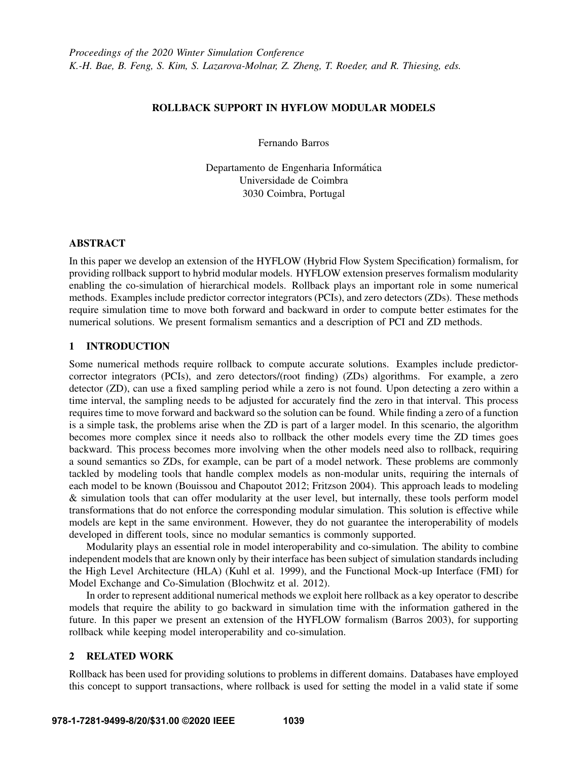# ROLLBACK SUPPORT IN HYFLOW MODULAR MODELS

Fernando Barros

Departamento de Engenharia Informática
Universidade de Coimbra
3030 Coimbra, Portugal

## ABSTRACT

In this paper we develop an extension of the HYFLOW (Hybrid Flow System Specification) formalism, for providing rollback support to hybrid modular models. HYFLOW extension preserves formalism modularity enabling the co-simulation of hierarchical models. Rollback plays an important role in some numerical methods. Examples include predictor corrector integrators (PCIs), and zero detectors (ZDs). These methods require simulation time to move both forward and backward in order to compute better estimates for the numerical solutions. We present formalism semantics and a description of PCI and ZD methods.

## 1 INTRODUCTION

Some numerical methods require rollback to compute accurate solutions. Examples include predictor-corrector integrators (PCIs), and zero detectors/(root finding) (ZDs) algorithms. For example, a zero detector (ZD), can use a fixed sampling period while a zero is not found. Upon detecting a zero within a time interval, the sampling needs to be adjusted for accurately find the zero in that interval. This process requires time to move forward and backward so the solution can be found. While finding a zero of a function is a simple task, the problems arise when the ZD is part of a larger model. In this scenario, the algorithm becomes more complex since it needs also to rollback the other models every time the ZD times goes backward. This process becomes more involving when the other models need also to rollback, requiring a sound semantics so ZDs, for example, can be part of a model network. These problems are commonly tackled by modeling tools that handle complex models as non-modular units, requiring the internals of each model to be known (Bouissou and Chapoutot 2012; Fritzson 2004). This approach leads to modeling & simulation tools that can offer modularity at the user level, but internally, these tools perform model transformations that do not enforce the corresponding modular simulation. This solution is effective while models are kept in the same environment. However, they do not guarantee the interoperability of models developed in different tools, since no modular semantics is commonly supported.

Modularity plays an essential role in model interoperability and co-simulation. The ability to combine independent models that are known only by their interface has been subject of simulation standards including the High Level Architecture (HLA) (Kuhl et al. 1999), and the Functional Mock-up Interface (FMI) for Model Exchange and Co-Simulation (Blochwitz et al. 2012).

In order to represent additional numerical methods we exploit here rollback as a key operator to describe models that require the ability to go backward in simulation time with the information gathered in the future. In this paper we present an extension of the HYFLOW formalism (Barros 2003), for supporting rollback while keeping model interoperability and co-simulation.

## 2 RELATED WORK

Rollback has been used for providing solutions to problems in different domains. Databases have employed this concept to support transactions, where rollback is used for setting the model in a valid state if some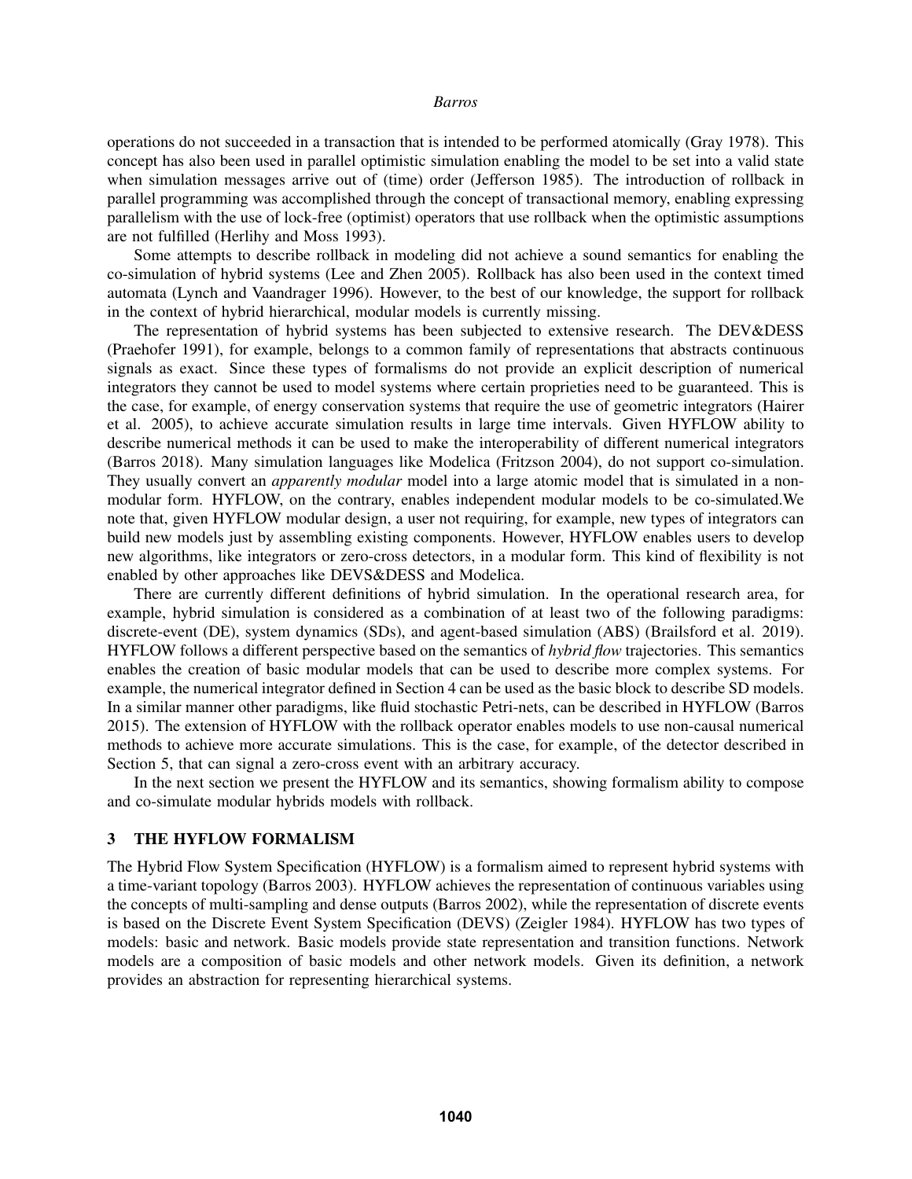operations do not succeeded in a transaction that is intended to be performed atomically (Gray 1978). This concept has also been used in parallel optimistic simulation enabling the model to be set into a valid state when simulation messages arrive out of (time) order (Jefferson 1985). The introduction of rollback in parallel programming was accomplished through the concept of transactional memory, enabling expressing parallelism with the use of lock-free (optimist) operators that use rollback when the optimistic assumptions are not fulfilled (Herlihy and Moss 1993).

Some attempts to describe rollback in modeling did not achieve a sound semantics for enabling the co-simulation of hybrid systems (Lee and Zhen 2005). Rollback has also been used in the context timed automata (Lynch and Vaandrager 1996). However, to the best of our knowledge, the support for rollback in the context of hybrid hierarchical, modular models is currently missing.

The representation of hybrid systems has been subjected to extensive research. The DEV&DESS (Praehofer 1991), for example, belongs to a common family of representations that abstracts continuous signals as exact. Since these types of formalisms do not provide an explicit description of numerical integrators they cannot be used to model systems where certain proprieties need to be guaranteed. This is the case, for example, of energy conservation systems that require the use of geometric integrators (Hairer et al. 2005), to achieve accurate simulation results in large time intervals. Given HYFLOW ability to describe numerical methods it can be used to make the interoperability of different numerical integrators (Barros 2018). Many simulation languages like Modelica (Fritzson 2004), do not support co-simulation. They usually convert an *apparently modular* model into a large atomic model that is simulated in a non-modular form. HYFLOW, on the contrary, enables independent modular models to be co-simulated.We note that, given HYFLOW modular design, a user not requiring, for example, new types of integrators can build new models just by assembling existing components. However, HYFLOW enables users to develop new algorithms, like integrators or zero-cross detectors, in a modular form. This kind of flexibility is not enabled by other approaches like DEVS&DESS and Modelica.

There are currently different definitions of hybrid simulation. In the operational research area, for example, hybrid simulation is considered as a combination of at least two of the following paradigms: discrete-event (DE), system dynamics (SDs), and agent-based simulation (ABS) (Brailsford et al. 2019). HYFLOW follows a different perspective based on the semantics of *hybrid flow* trajectories. This semantics enables the creation of basic modular models that can be used to describe more complex systems. For example, the numerical integrator defined in Section 4 can be used as the basic block to describe SD models. In a similar manner other paradigms, like fluid stochastic Petri-nets, can be described in HYFLOW (Barros 2015). The extension of HYFLOW with the rollback operator enables models to use non-causal numerical methods to achieve more accurate simulations. This is the case, for example, of the detector described in Section 5, that can signal a zero-cross event with an arbitrary accuracy.

In the next section we present the HYFLOW and its semantics, showing formalism ability to compose and co-simulate modular hybrids models with rollback.

## 3 THE HYFLOW FORMALISM

The Hybrid Flow System Specification (HYFLOW) is a formalism aimed to represent hybrid systems with a time-variant topology (Barros 2003). HYFLOW achieves the representation of continuous variables using the concepts of multi-sampling and dense outputs (Barros 2002), while the representation of discrete events is based on the Discrete Event System Specification (DEVS) (Zeigler 1984). HYFLOW has two types of models: basic and network. Basic models provide state representation and transition functions. Network models are a composition of basic models and other network models. Given its definition, a network provides an abstraction for representing hierarchical systems.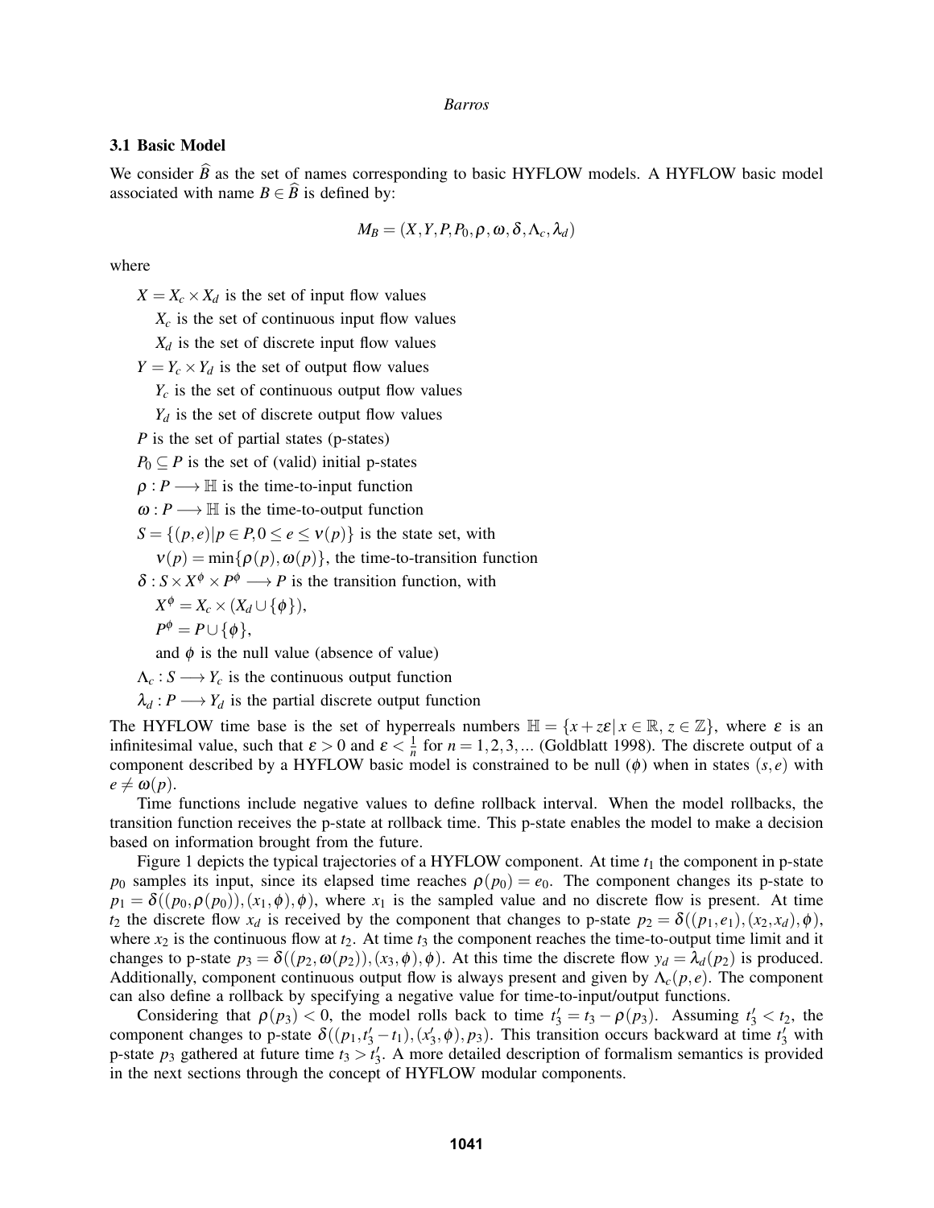### 3.1 Basic Model

We consider $\widehat{B}$ as the set of names corresponding to basic HYFLOW models. A HYFLOW basic model associated with name $B \in \widehat{B}$ is defined by:

$$M_B = (X, Y, P, P_0, \rho, \omega, \delta, \Lambda_c, \lambda_d)$$

where

- $X = X_c \times X_d$ is the set of input flow values
  - $X_c$ is the set of continuous input flow values
  - $X_d$ is the set of discrete input flow values
- $Y = Y_c \times Y_d$ is the set of output flow values
  - $Y_c$ is the set of continuous output flow values
  - $Y_d$ is the set of discrete output flow values
- $P$ is the set of partial states (p-states)
- $P_0 \subseteq P$ is the set of (valid) initial p-states
- $\rho : P \longrightarrow \mathbb{H}$ is the time-to-input function
- $\omega : P \longrightarrow \mathbb{H}$ is the time-to-output function
- $S = \{(p,e) | p \in P, 0 \leq e \leq \nu(p)\}$ is the state set, with
  - $\nu(p) = \min\{\rho(p), \omega(p)\}$, the time-to-transition function
- $\delta : S \times X^{\phi} \times P^{\phi} \longrightarrow P$ is the transition function, with
  - $X^{\phi} = X_c \times (X_d \cup \{\phi\})$,
  - $P^{\phi} = P \cup \{\phi\}$,
  - and $\phi$ is the null value (absence of value)
- $\Lambda_c : S \longrightarrow Y_c$ is the continuous output function
- $\lambda_d : P \longrightarrow Y_d$ is the partial discrete output function

The HYFLOW time base is the set of hyperreals numbers $\mathbb{H} = \{x + z\varepsilon | x \in \mathbb{R}, z \in \mathbb{Z}\}$, where $\varepsilon$ is an infinitesimal value, such that $\varepsilon > 0$ and $\varepsilon < \frac{1}{n}$ for $n = 1, 2, 3, ...$ (Goldblatt 1998). The discrete output of a component described by a HYFLOW basic model is constrained to be null ($\phi$) when in states $(s, e)$ with $e \neq \omega(p)$.

Time functions include negative values to define rollback interval. When the model rollbacks, the transition function receives the p-state at rollback time. This p-state enables the model to make a decision based on information brought from the future.

Figure 1 depicts the typical trajectories of a HYFLOW component. At time $t_1$ the component in p-state $p_0$ samples its input, since its elapsed time reaches $\rho(p_0) = e_0$. The component changes its p-state to $p_1 = \delta((p_0, \rho(p_0)), (x_1, \phi), \phi)$, where $x_1$ is the sampled value and no discrete flow is present. At time $t_2$ the discrete flow $x_d$ is received by the component that changes to p-state $p_2 = \delta((p_1, e_1), (x_2, x_d), \phi)$, where $x_2$ is the continuous flow at $t_2$. At time $t_3$ the component reaches the time-to-output time limit and it changes to p-state $p_3 = \delta((p_2, \omega(p_2)), (x_3, \phi), \phi)$. At this time the discrete flow $y_d = \lambda_d(p_2)$ is produced. Additionally, component continuous output flow is always present and given by $\Lambda_c(p, e)$. The component can also define a rollback by specifying a negative value for time-to-input/output functions.

Considering that $\rho(p_3) < 0$, the model rolls back to time $t'_3 = t_3 - \rho(p_3)$. Assuming $t'_3 < t_2$, the component changes to p-state $\delta((p_1, t'_3 - t_1), (x'_3, \phi), p_3)$. This transition occurs backward at time $t'_3$ with p-state $p_3$ gathered at future time $t_3 > t'_3$. A more detailed description of formalism semantics is provided in the next sections through the concept of HYFLOW modular components.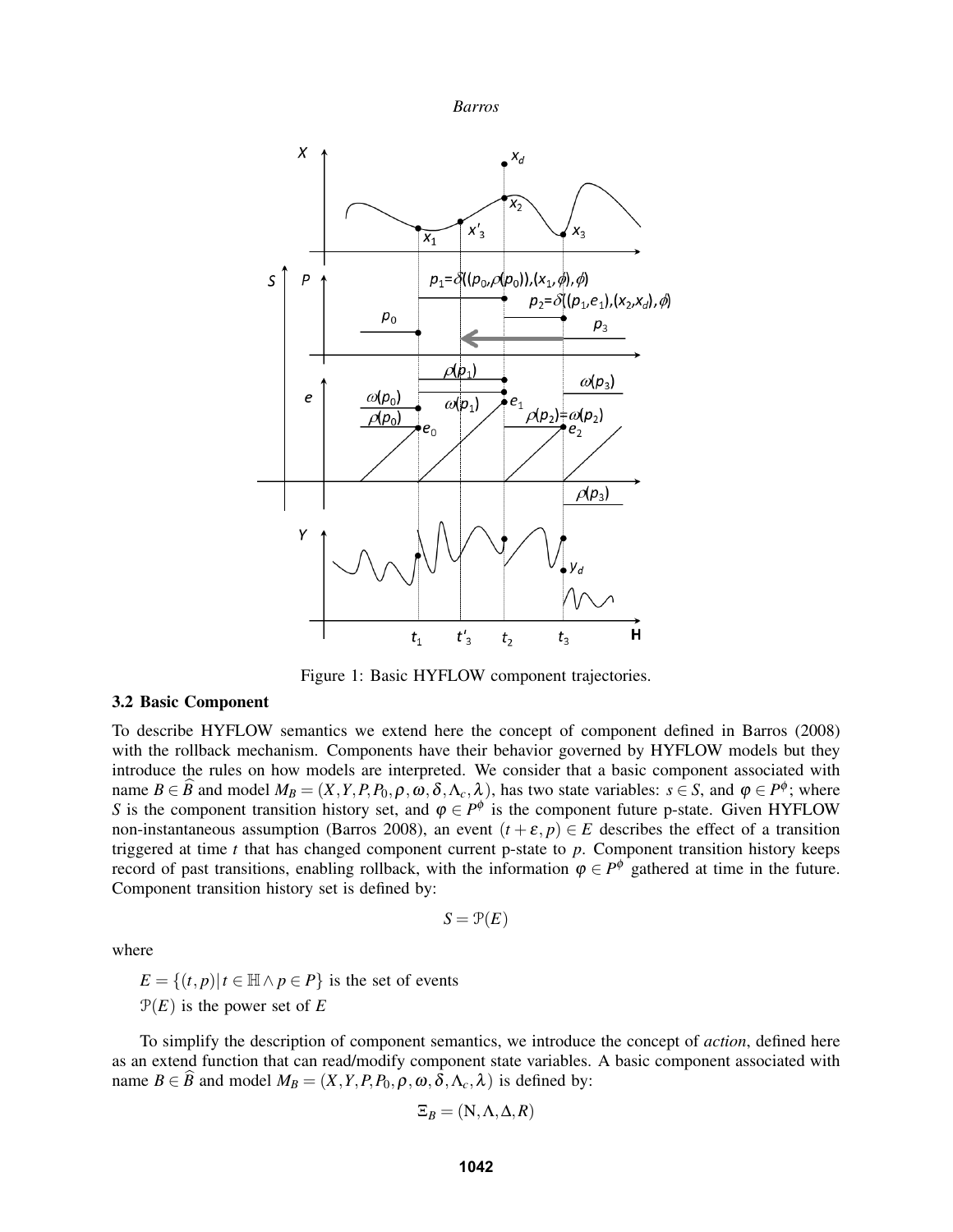Figure 1: Basic HYFLOW component trajectories.

### 3.2 Basic Component

To describe HYFLOW semantics we extend here the concept of component defined in Barros (2008) with the rollback mechanism. Components have their behavior governed by HYFLOW models but they introduce the rules on how models are interpreted. We consider that a basic component associated with name $B \in \widehat{B}$ and model $M_B = (X,Y,P,P_0,\rho,\omega,\delta,\Lambda_c,\lambda)$, has two state variables: $s \in S$, and $\varphi \in P^{\phi}$; where $S$ is the component transition history set, and $\varphi \in P^{\phi}$ is the component future p-state. Given HYFLOW non-instantaneous assumption (Barros 2008), an event $(t+\varepsilon, p) \in E$ describes the effect of a transition triggered at time $t$ that has changed component current p-state to $p$. Component transition history keeps record of past transitions, enabling rollback, with the information $\varphi \in P^{\phi}$ gathered at time in the future. Component transition history set is defined by:

$$S = \mathcal{P}(E)$$

where

$E = \{(t,p) | t \in \mathbb{H} \wedge p \in P\}$ is the set of events

$\mathcal{P}(E)$ is the power set of $E$

To simplify the description of component semantics, we introduce the concept of *action*, defined here as an extend function that can read/modify component state variables. A basic component associated with name $B \in \widehat{B}$ and model $M_B = (X,Y,P,P_0,\rho,\omega,\delta,\Lambda_c,\lambda)$ is defined by:

$$\Xi_B = (\mathrm{N},\Lambda,\Delta,R)$$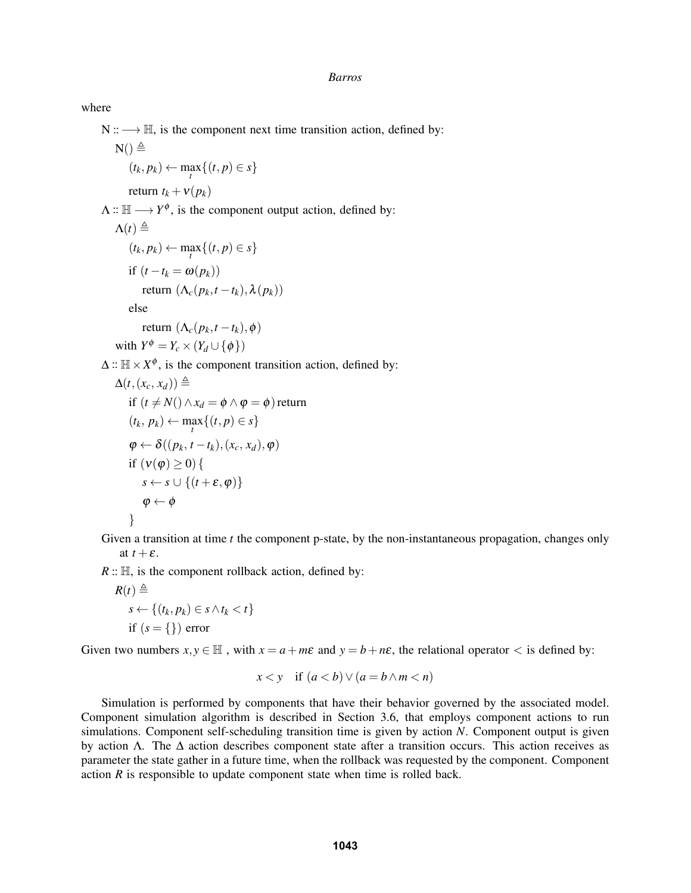where

$\mathrm{N} :: \longrightarrow \mathbb{H}$, is the component next time transition action, defined by:

$\mathrm{N}() \triangleq$

$(t_k, p_k) \leftarrow \max_t \{(t, p) \in s\}$

return $t_k + \nu(p_k)$

$\Lambda :: \mathbb{H} \longrightarrow Y^{\phi}$, is the component output action, defined by:

$\Lambda(t) \triangleq$

$(t_k, p_k) \leftarrow \max_t \{(t, p) \in s\}$

if $(t - t_k = \omega(p_k))$

return $(\Lambda_c(p_k, t - t_k), \lambda(p_k))$

else

return $(\Lambda_c(p_k, t - t_k), \phi)$

with $Y^{\phi} = Y_c \times (Y_d \cup \{\phi\})$

$\Delta :: \mathbb{H} \times X^{\phi}$, is the component transition action, defined by:

$\Delta(t, (x_c, x_d)) \triangleq$

if $(t \neq N() \wedge x_d = \phi \wedge \varphi = \phi)$ return

$(t_k, p_k) \leftarrow \max_t \{(t, p) \in s\}$

$\varphi \leftarrow \delta((p_k, t - t_k), (x_c, x_d), \varphi)$

if $(\nu(\varphi) \geq 0)$ {

$s \leftarrow s \cup \{(t + \varepsilon, \varphi)\}$

$\varphi \leftarrow \phi$

}

Given a transition at time $t$ the component p-state, by the non-instantaneous propagation, changes only at $t + \varepsilon$.

$R :: \mathbb{H}$, is the component rollback action, defined by:

$R(t) \triangleq$

$s \leftarrow \{(t_k, p_k) \in s \wedge t_k < t\}$

if $(s = \{\})$ error

Given two numbers $x, y \in \mathbb{H}$ , with $x = a + m\varepsilon$ and $y = b + n\varepsilon$, the relational operator $<$ is defined by:

$$x < y \quad \text{if } (a < b) \vee (a = b \wedge m < n)$$

Simulation is performed by components that have their behavior governed by the associated model. Component simulation algorithm is described in Section 3.6, that employs component actions to run simulations. Component self-scheduling transition time is given by action $N$. Component output is given by action $\Lambda$. The $\Delta$ action describes component state after a transition occurs. This action receives as parameter the state gather in a future time, when the rollback was requested by the component. Component action $R$ is responsible to update component state when time is rolled back.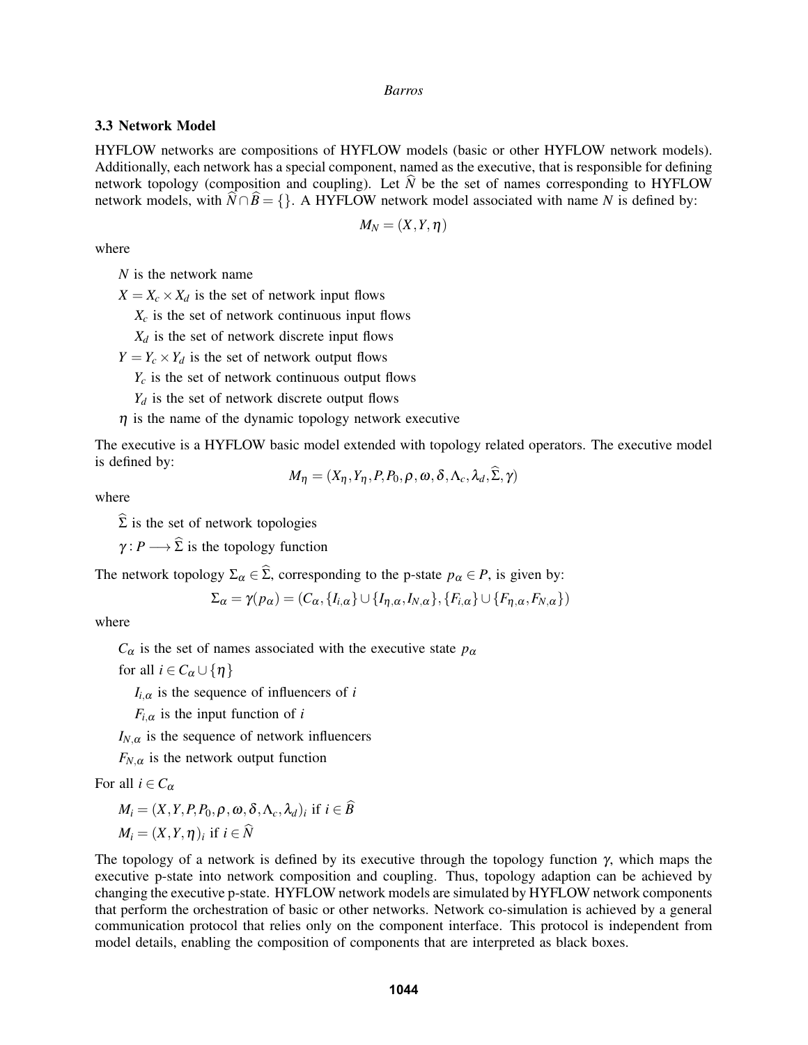### 3.3 Network Model

HYFLOW networks are compositions of HYFLOW models (basic or other HYFLOW network models). Additionally, each network has a special component, named as the executive, that is responsible for defining network topology (composition and coupling). Let $\widehat{N}$ be the set of names corresponding to HYFLOW network models, with $\widehat{N} \cap \widehat{B} = \{\}$. A HYFLOW network model associated with name $N$ is defined by:

$$M_N = (X, Y, \eta)$$

where

- $N$ is the network name
- $X = X_c \times X_d$ is the set of network input flows
  - $X_c$ is the set of network continuous input flows
  - $X_d$ is the set of network discrete input flows
- $Y = Y_c \times Y_d$ is the set of network output flows
  - $Y_c$ is the set of network continuous output flows
  - $Y_d$ is the set of network discrete output flows
- $\eta$ is the name of the dynamic topology network executive

The executive is a HYFLOW basic model extended with topology related operators. The executive model is defined by:

$$M_\eta = (X_\eta, Y_\eta, P, P_0, \rho, \omega, \delta, \Lambda_c, \lambda_d, \widehat{\Sigma}, \gamma)$$

where

- $\widehat{\Sigma}$ is the set of network topologies
- $\gamma : P \longrightarrow \widehat{\Sigma}$ is the topology function

The network topology $\Sigma_\alpha \in \widehat{\Sigma}$, corresponding to the p-state $p_\alpha \in P$, is given by:

$$\Sigma_\alpha = \gamma(p_\alpha) = (C_\alpha, \{I_{i,\alpha}\} \cup \{I_{\eta,\alpha}, I_{N,\alpha}\}, \{F_{i,\alpha}\} \cup \{F_{\eta,\alpha}, F_{N,\alpha}\})$$

where

- $C_\alpha$ is the set of names associated with the executive state $p_\alpha$
- for all $i \in C_\alpha \cup \{\eta\}$
  - $I_{i,\alpha}$ is the sequence of influencers of $i$
  - $F_{i,\alpha}$ is the input function of $i$
- $I_{N,\alpha}$ is the sequence of network influencers
- $F_{N,\alpha}$ is the network output function

For all $i \in C_\alpha$

- $M_i = (X, Y, P, P_0, \rho, \omega, \delta, \Lambda_c, \lambda_d)_i$ if $i \in \widehat{B}$
- $M_i = (X, Y, \eta)_i$ if $i \in \widehat{N}$

The topology of a network is defined by its executive through the topology function $\gamma$, which maps the executive p-state into network composition and coupling. Thus, topology adaption can be achieved by changing the executive p-state. HYFLOW network models are simulated by HYFLOW network components that perform the orchestration of basic or other networks. Network co-simulation is achieved by a general communication protocol that relies only on the component interface. This protocol is independent from model details, enabling the composition of components that are interpreted as black boxes.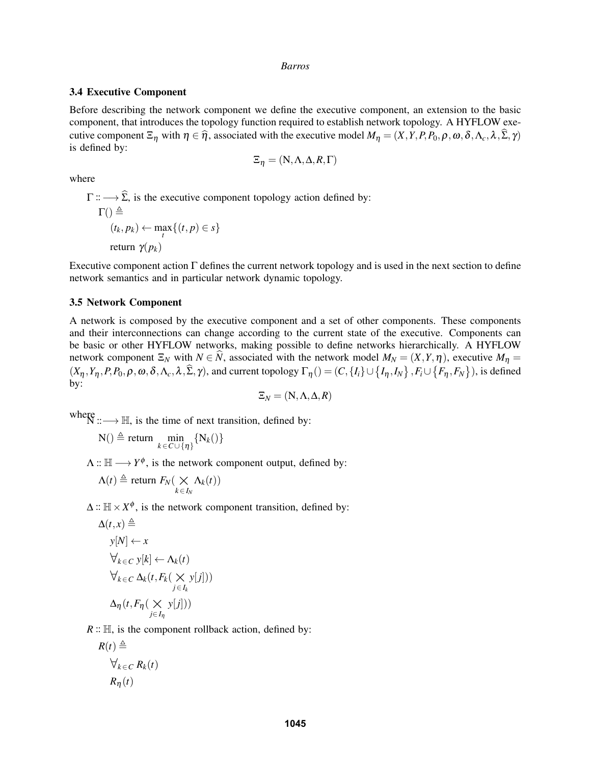### 3.4 Executive Component

Before describing the network component we define the executive component, an extension to the basic component, that introduces the topology function required to establish network topology. A HYFLOW executive component $\Xi_\eta$ with $\eta \in \widehat{\eta}$, associated with the executive model $M_\eta = (X, Y, P, P_0, \rho, \omega, \delta, \Lambda_c, \lambda, \widehat{\Sigma}, \gamma)$ is defined by:

$$\Xi_\eta = (\mathrm{N}, \Lambda, \Delta, R, \Gamma)$$

where

$\Gamma :: \longrightarrow \widehat{\Sigma}$, is the executive component topology action defined by:

$\Gamma() \triangleq$

$(t_k, p_k) \leftarrow \max_t \{(t, p) \in s\}$

return $\gamma(p_k)$

Executive component action $\Gamma$ defines the current network topology and is used in the next section to define network semantics and in particular network dynamic topology.

### 3.5 Network Component

A network is composed by the executive component and a set of other components. These components and their interconnections can change according to the current state of the executive. Components can be basic or other HYFLOW networks, making possible to define networks hierarchically. A HYFLOW network component $\Xi_N$ with $N \in \widehat{N}$, associated with the network model $M_N = (X, Y, \eta)$, executive $M_\eta = (X_\eta, Y_\eta, P, P_0, \rho, \omega, \delta, \Lambda_c, \lambda, \widehat{\Sigma}, \gamma)$, and current topology $\Gamma_\eta() = (C, \{I_i\} \cup \{I_\eta, I_N\}, F_i \cup \{F_\eta, F_N\})$, is defined by:

$$\Xi_N = (\mathrm{N}, \Lambda, \Delta, R)$$

where

$\mathrm{N} :: \longrightarrow \mathbb{H}$, is the time of next transition, defined by:

$\mathrm{N}() \triangleq$ return $\min\limits_{k \in C \cup \{\eta\}} \{\mathrm{N}_k()\}$

$\Lambda :: \mathbb{H} \longrightarrow Y^\phi$, is the network component output, defined by:

$\Lambda(t) \triangleq$ return $F_N(\bigtimes\limits_{k \in I_N} \Lambda_k(t))$

$\Delta :: \mathbb{H} \times X^\phi$, is the network component transition, defined by:

$\Delta(t, x) \triangleq$

$y[N] \leftarrow x$

$\forall_{k \in C}\ y[k] \leftarrow \Lambda_k(t)$

$\forall_{k \in C}\ \Delta_k(t, F_k(\bigtimes\limits_{j \in I_k} y[j]))$

$\Delta_\eta(t, F_\eta(\bigtimes\limits_{j \in I_\eta} y[j]))$

$R :: \mathbb{H}$, is the component rollback action, defined by:

$R(t) \triangleq$

$\forall_{k \in C}\ R_k(t)$

$R_\eta(t)$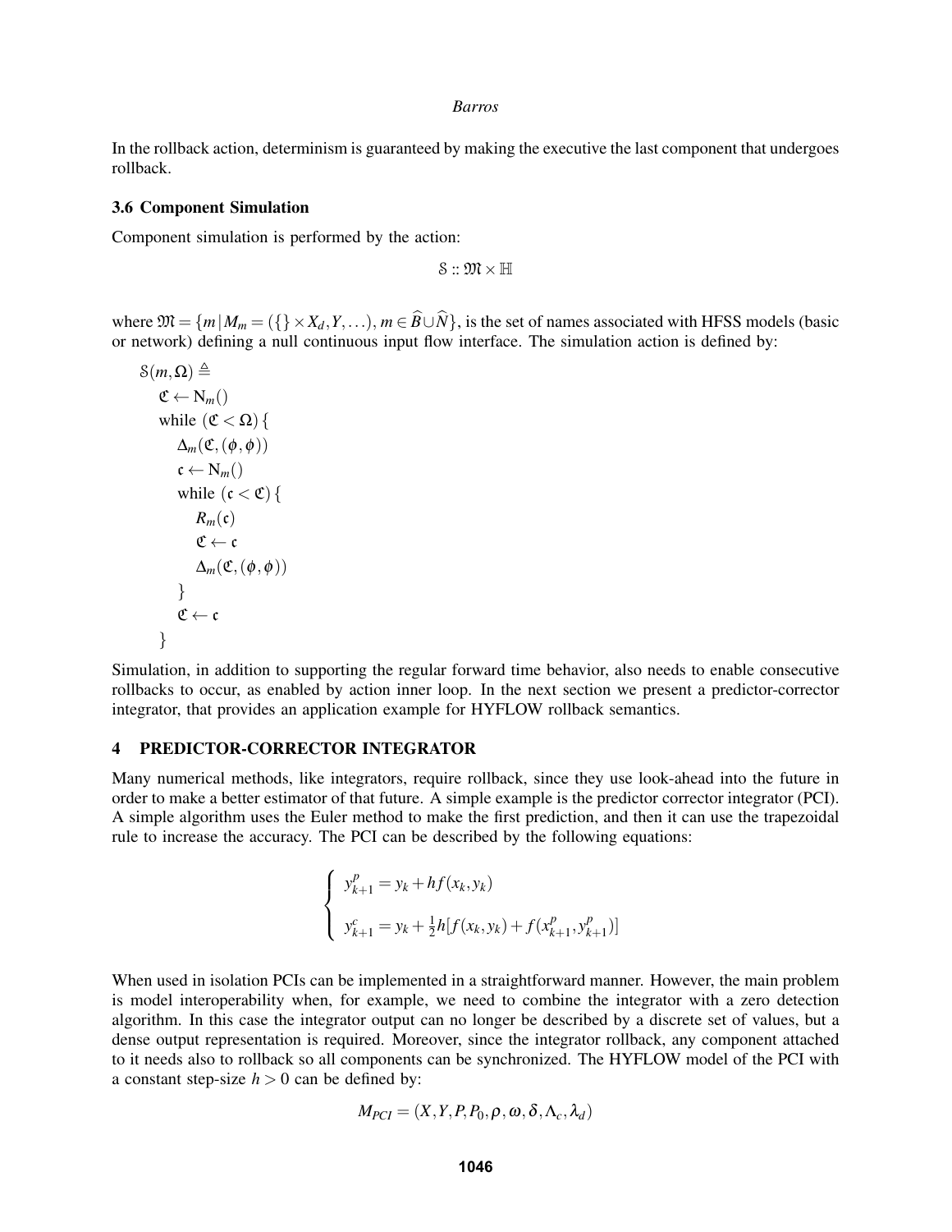In the rollback action, determinism is guaranteed by making the executive the last component that undergoes rollback.

### 3.6 Component Simulation

Component simulation is performed by the action:

$$\mathbb{S} :: \mathfrak{M} \times \mathbb{H}$$

where $\mathfrak{M} = \{m \,|\, M_m = (\{\} \times X_d, Y, \ldots), m \in \widehat{B} \cup \widehat{N}\}$, is the set of names associated with HFSS models (basic or network) defining a null continuous input flow interface. The simulation action is defined by:

$$
\begin{array}{l}
\mathbb{S}(m, \Omega) \triangleq \\
\quad \mathfrak{C} \leftarrow \mathrm{N}_m() \\
\quad \text{while } (\mathfrak{C} < \Omega)\,\{ \\
\quad\quad \Delta_m(\mathfrak{C}, (\phi, \phi)) \\
\quad\quad \mathfrak{c} \leftarrow \mathrm{N}_m() \\
\quad\quad \text{while } (\mathfrak{c} < \mathfrak{C})\,\{ \\
\quad\quad\quad R_m(\mathfrak{c}) \\
\quad\quad\quad \mathfrak{C} \leftarrow \mathfrak{c} \\
\quad\quad\quad \Delta_m(\mathfrak{C}, (\phi, \phi)) \\
\quad\quad \} \\
\quad\quad \mathfrak{C} \leftarrow \mathfrak{c} \\
\quad \}
\end{array}
$$

Simulation, in addition to supporting the regular forward time behavior, also needs to enable consecutive rollbacks to occur, as enabled by action inner loop. In the next section we present a predictor-corrector integrator, that provides an application example for HYFLOW rollback semantics.

## 4 PREDICTOR-CORRECTOR INTEGRATOR

Many numerical methods, like integrators, require rollback, since they use look-ahead into the future in order to make a better estimator of that future. A simple example is the predictor corrector integrator (PCI). A simple algorithm uses the Euler method to make the first prediction, and then it can use the trapezoidal rule to increase the accuracy. The PCI can be described by the following equations:

$$
\begin{cases}
y^p_{k+1} = y_k + h f(x_k, y_k) \\
y^c_{k+1} = y_k + \frac{1}{2} h [f(x_k, y_k) + f(x^p_{k+1}, y^p_{k+1})]
\end{cases}
$$

When used in isolation PCIs can be implemented in a straightforward manner. However, the main problem is model interoperability when, for example, we need to combine the integrator with a zero detection algorithm. In this case the integrator output can no longer be described by a discrete set of values, but a dense output representation is required. Moreover, since the integrator rollback, any component attached to it needs also to rollback so all components can be synchronized. The HYFLOW model of the PCI with a constant step-size $h > 0$ can be defined by:

$$M_{PCI} = (X, Y, P, P_0, \rho, \omega, \delta, \Lambda_c, \lambda_d)$$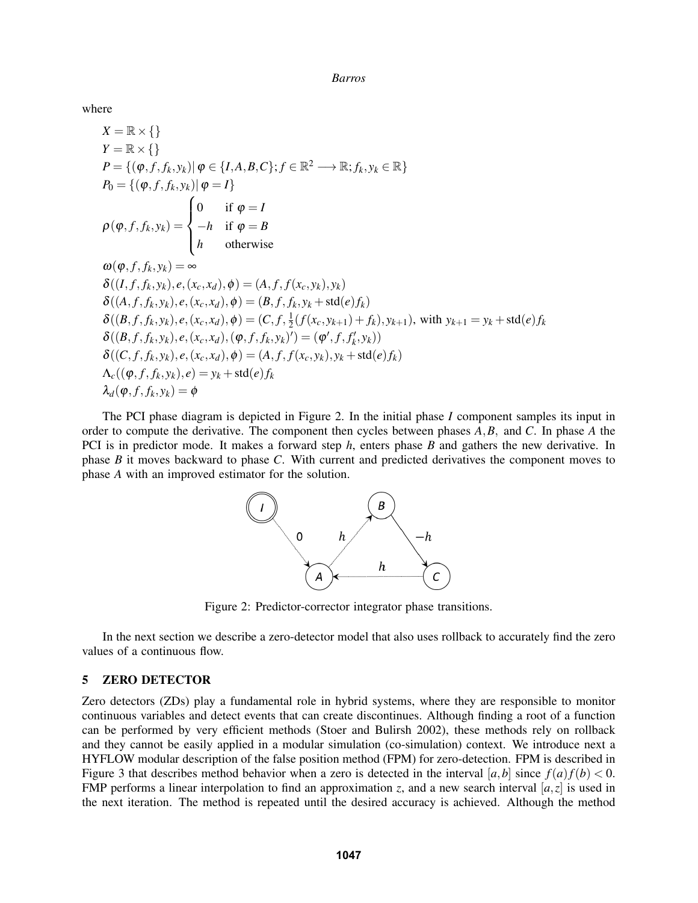where

$$
\begin{aligned}
&X = \mathbb{R} \times \{\} \\
&Y = \mathbb{R} \times \{\} \\
&P = \{(\varphi, f, f_k, y_k) |\, \varphi \in \{I, A, B, C\}; f \in \mathbb{R}^2 \longrightarrow \mathbb{R}; f_k, y_k \in \mathbb{R}\} \\
&P_0 = \{(\varphi, f, f_k, y_k) |\, \varphi = I\} \\
&\rho(\varphi, f, f_k, y_k) = \begin{cases} 0 & \text{if } \varphi = I \\ -h & \text{if } \varphi = B \\ h & \text{otherwise} \end{cases} \\
&\omega(\varphi, f, f_k, y_k) = \infty \\
&\delta((I, f, f_k, y_k), e, (x_c, x_d), \phi) = (A, f, f(x_c, y_k), y_k) \\
&\delta((A, f, f_k, y_k), e, (x_c, x_d), \phi) = (B, f, f_k, y_k + \text{std}(e) f_k) \\
&\delta((B, f, f_k, y_k), e, (x_c, x_d), \phi) = (C, f, \tfrac{1}{2}(f(x_c, y_{k+1}) + f_k), y_{k+1}), \text{ with } y_{k+1} = y_k + \text{std}(e) f_k \\
&\delta((B, f, f_k, y_k), e, (x_c, x_d), (\varphi, f, f_k, y_k)') = (\varphi', f, f_k', y_k)) \\
&\delta((C, f, f_k, y_k), e, (x_c, x_d), \phi) = (A, f, f(x_c, y_k), y_k + \text{std}(e) f_k) \\
&\Lambda_c((\varphi, f, f_k, y_k), e) = y_k + \text{std}(e) f_k \\
&\lambda_d(\varphi, f, f_k, y_k) = \phi
\end{aligned}
$$

The PCI phase diagram is depicted in Figure 2. In the initial phase $I$ component samples its input in order to compute the derivative. The component then cycles between phases $A, B,$ and $C$. In phase $A$ the PCI is in predictor mode. It makes a forward step $h$, enters phase $B$ and gathers the new derivative. In phase $B$ it moves backward to phase $C$. With current and predicted derivatives the component moves to phase $A$ with an improved estimator for the solution.

Figure 2: Predictor-corrector integrator phase transitions.

In the next section we describe a zero-detector model that also uses rollback to accurately find the zero values of a continuous flow.

## 5 ZERO DETECTOR

Zero detectors (ZDs) play a fundamental role in hybrid systems, where they are responsible to monitor continuous variables and detect events that can create discontinues. Although finding a root of a function can be performed by very efficient methods (Stoer and Bulirsh 2002), these methods rely on rollback and they cannot be easily applied in a modular simulation (co-simulation) context. We introduce next a HYFLOW modular description of the false position method (FPM) for zero-detection. FPM is described in Figure 3 that describes method behavior when a zero is detected in the interval $[a, b]$ since $f(a)f(b) < 0$. FMP performs a linear interpolation to find an approximation $z$, and a new search interval $[a, z]$ is used in the next iteration. The method is repeated until the desired accuracy is achieved. Although the method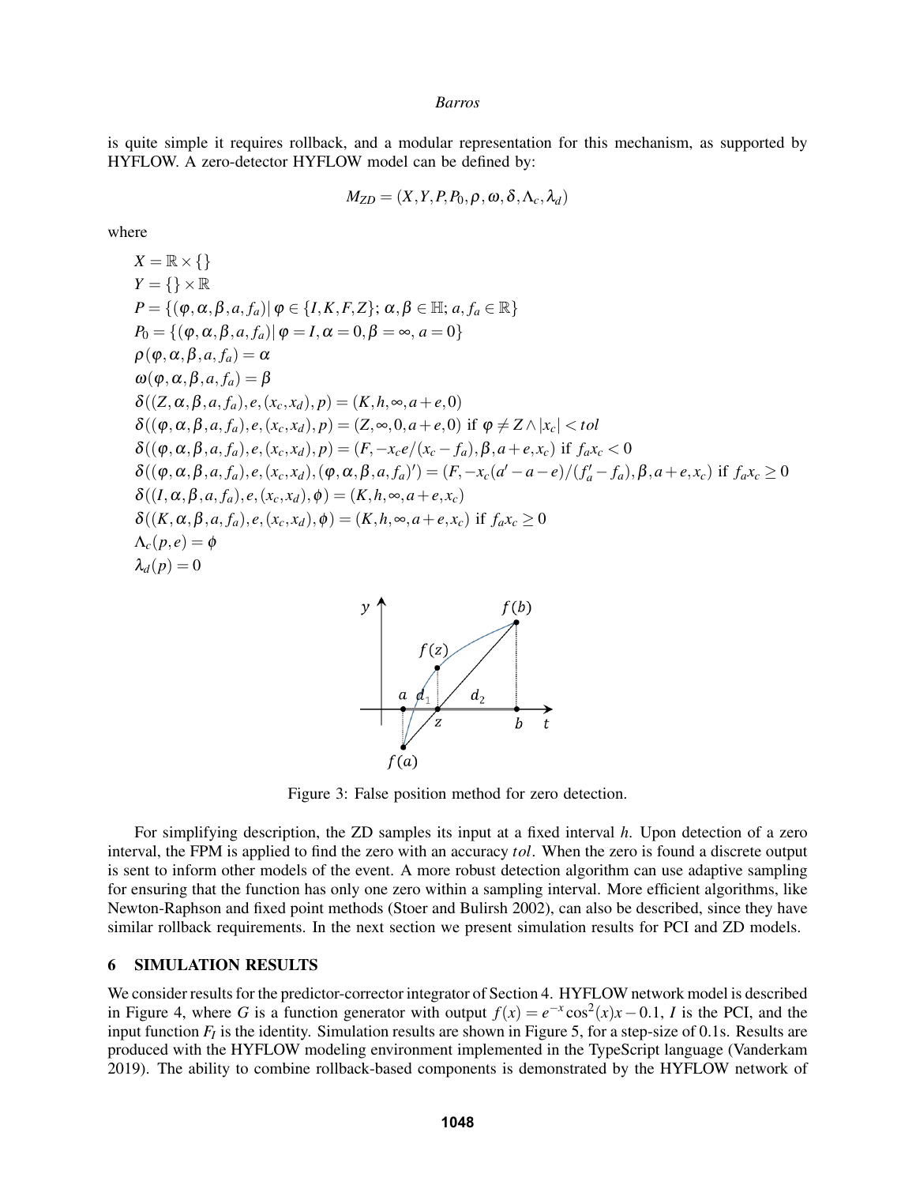is quite simple it requires rollback, and a modular representation for this mechanism, as supported by HYFLOW. A zero-detector HYFLOW model can be defined by:

$$M_{ZD} = (X, Y, P, P_0, \rho, \omega, \delta, \Lambda_c, \lambda_d)$$

where

$X = \mathbb{R} \times \{\}$
$Y = \{\} \times \mathbb{R}$
$P = \{(\varphi, \alpha, \beta, a, f_a) | \, \varphi \in \{I, K, F, Z\}; \, \alpha, \beta \in \mathbb{H}; \, a, f_a \in \mathbb{R}\}$
$P_0 = \{(\varphi, \alpha, \beta, a, f_a) | \, \varphi = I, \alpha = 0, \beta = \infty, \, a = 0\}$
$\rho(\varphi, \alpha, \beta, a, f_a) = \alpha$
$\omega(\varphi, \alpha, \beta, a, f_a) = \beta$
$\delta((Z, \alpha, \beta, a, f_a), e, (x_c, x_d), p) = (K, h, \infty, a + e, 0)$
$\delta((\varphi, \alpha, \beta, a, f_a), e, (x_c, x_d), p) = (Z, \infty, 0, a + e, 0)$ if $\varphi \neq Z \wedge |x_c| < tol$
$\delta((\varphi, \alpha, \beta, a, f_a), e, (x_c, x_d), p) = (F, -x_c e/(x_c - f_a), \beta, a + e, x_c)$ if $f_a x_c < 0$
$\delta((\varphi, \alpha, \beta, a, f_a), e, (x_c, x_d), (\varphi, \alpha, \beta, a, f_a)') = (F, -x_c(a' - a - e)/(f_a' - f_a), \beta, a + e, x_c)$ if $f_a x_c \geq 0$
$\delta((I, \alpha, \beta, a, f_a), e, (x_c, x_d), \phi) = (K, h, \infty, a + e, x_c)$
$\delta((K, \alpha, \beta, a, f_a), e, (x_c, x_d), \phi) = (K, h, \infty, a + e, x_c)$ if $f_a x_c \geq 0$
$\Lambda_c(p, e) = \phi$
$\lambda_d(p) = 0$

Figure 3: False position method for zero detection.

For simplifying description, the ZD samples its input at a fixed interval $h$. Upon detection of a zero interval, the FPM is applied to find the zero with an accuracy $tol$. When the zero is found a discrete output is sent to inform other models of the event. A more robust detection algorithm can use adaptive sampling for ensuring that the function has only one zero within a sampling interval. More efficient algorithms, like Newton-Raphson and fixed point methods (Stoer and Bulirsh 2002), can also be described, since they have similar rollback requirements. In the next section we present simulation results for PCI and ZD models.

## 6 SIMULATION RESULTS

We consider results for the predictor-corrector integrator of Section 4. HYFLOW network model is described in Figure 4, where $G$ is a function generator with output $f(x) = e^{-x}\cos^2(x)x - 0.1$, $I$ is the PCI, and the input function $F_I$ is the identity. Simulation results are shown in Figure 5, for a step-size of 0.1s. Results are produced with the HYFLOW modeling environment implemented in the TypeScript language (Vanderkam 2019). The ability to combine rollback-based components is demonstrated by the HYFLOW network of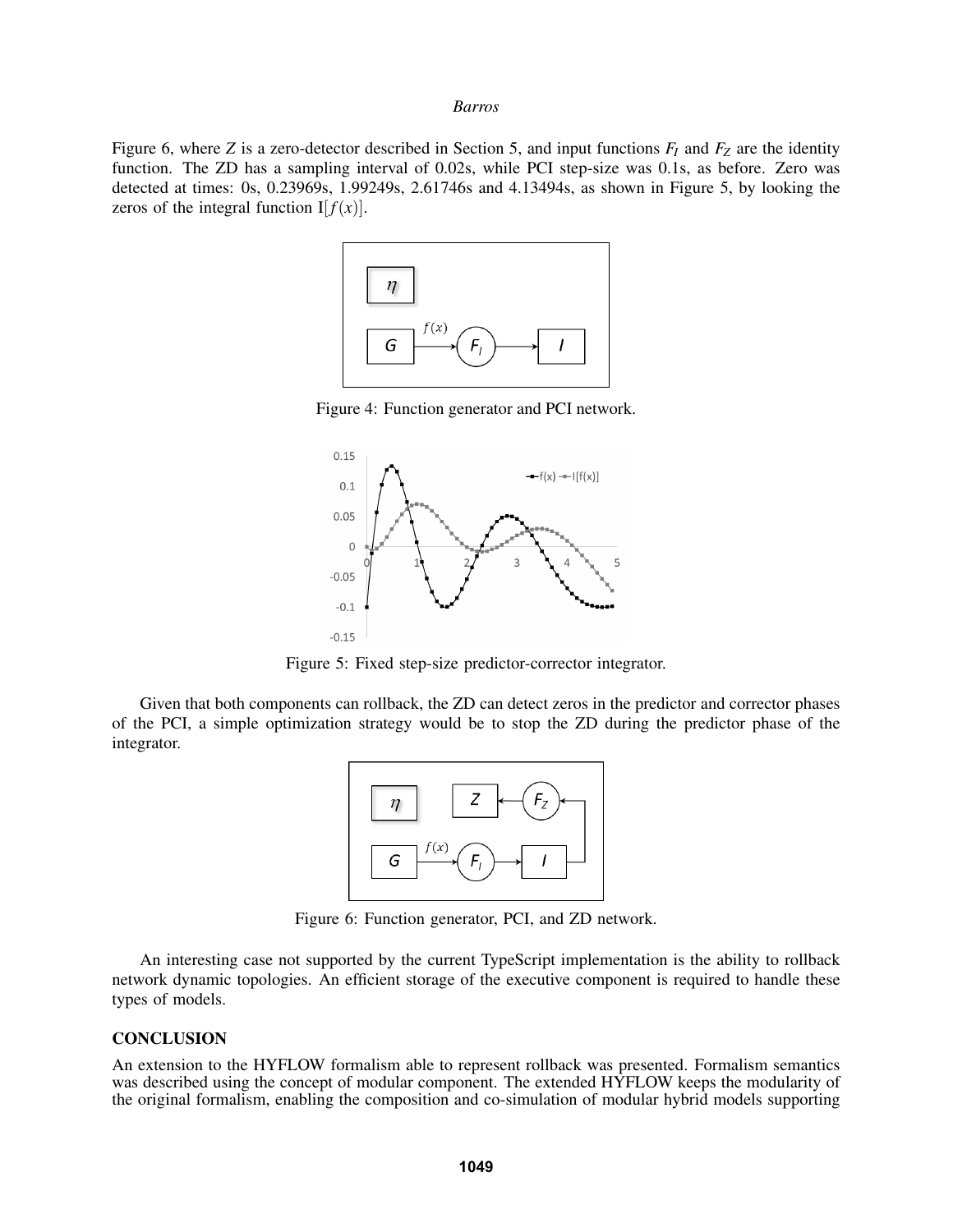Figure 6, where $Z$ is a zero-detector described in Section 5, and input functions $F_I$ and $F_Z$ are the identity function. The ZD has a sampling interval of 0.02s, while PCI step-size was 0.1s, as before. Zero was detected at times: 0s, 0.23969s, 1.99249s, 2.61746s and 4.13494s, as shown in Figure 5, by looking the zeros of the integral function $\mathrm{I}[f(x)]$.

Figure 4: Function generator and PCI network.

Figure 5: Fixed step-size predictor-corrector integrator.

Given that both components can rollback, the ZD can detect zeros in the predictor and corrector phases of the PCI, a simple optimization strategy would be to stop the ZD during the predictor phase of the integrator.

Figure 6: Function generator, PCI, and ZD network.

An interesting case not supported by the current TypeScript implementation is the ability to rollback network dynamic topologies. An efficient storage of the executive component is required to handle these types of models.

## CONCLUSION

An extension to the HYFLOW formalism able to represent rollback was presented. Formalism semantics was described using the concept of modular component. The extended HYFLOW keeps the modularity of the original formalism, enabling the composition and co-simulation of modular hybrid models supporting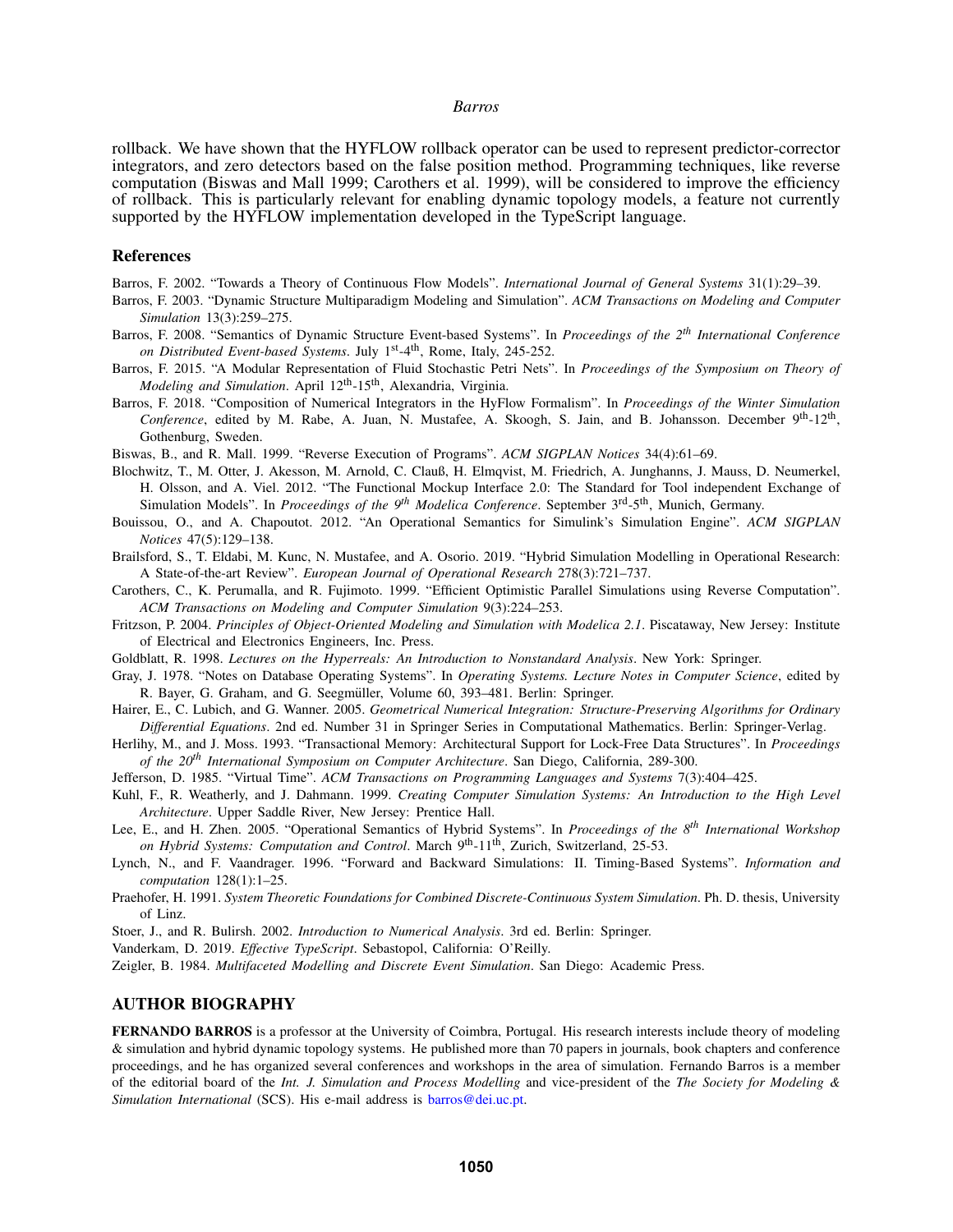rollback. We have shown that the HYFLOW rollback operator can be used to represent predictor-corrector integrators, and zero detectors based on the false position method. Programming techniques, like reverse computation (Biswas and Mall 1999; Carothers et al. 1999), will be considered to improve the efficiency of rollback. This is particularly relevant for enabling dynamic topology models, a feature not currently supported by the HYFLOW implementation developed in the TypeScript language.

## References

Barros, F. 2002. "Towards a Theory of Continuous Flow Models". *International Journal of General Systems* 31(1):29–39.

Barros, F. 2003. "Dynamic Structure Multiparadigm Modeling and Simulation". *ACM Transactions on Modeling and Computer Simulation* 13(3):259–275.

Barros, F. 2008. "Semantics of Dynamic Structure Event-based Systems". In *Proceedings of the 2nd International Conference on Distributed Event-based Systems*. July 1st-4th, Rome, Italy, 245-252.

Barros, F. 2015. "A Modular Representation of Fluid Stochastic Petri Nets". In *Proceedings of the Symposium on Theory of Modeling and Simulation*. April 12th-15th, Alexandria, Virginia.

Barros, F. 2018. "Composition of Numerical Integrators in the HyFlow Formalism". In *Proceedings of the Winter Simulation Conference*, edited by M. Rabe, A. Juan, N. Mustafee, A. Skoogh, S. Jain, and B. Johansson. December 9th-12th, Gothenburg, Sweden.

Biswas, B., and R. Mall. 1999. "Reverse Execution of Programs". *ACM SIGPLAN Notices* 34(4):61–69.

Blochwitz, T., M. Otter, J. Akesson, M. Arnold, C. Clauß, H. Elmqvist, M. Friedrich, A. Junghanns, J. Mauss, D. Neumerkel, H. Olsson, and A. Viel. 2012. "The Functional Mockup Interface 2.0: The Standard for Tool independent Exchange of Simulation Models". In *Proceedings of the 9th Modelica Conference*. September 3rd-5th, Munich, Germany.

Bouissou, O., and A. Chapoutot. 2012. "An Operational Semantics for Simulink's Simulation Engine". *ACM SIGPLAN Notices* 47(5):129–138.

Brailsford, S., T. Eldabi, M. Kunc, N. Mustafee, and A. Osorio. 2019. "Hybrid Simulation Modelling in Operational Research: A State-of-the-art Review". *European Journal of Operational Research* 278(3):721–737.

Carothers, C., K. Perumalla, and R. Fujimoto. 1999. "Efficient Optimistic Parallel Simulations using Reverse Computation". *ACM Transactions on Modeling and Computer Simulation* 9(3):224–253.

Fritzson, P. 2004. *Principles of Object-Oriented Modeling and Simulation with Modelica 2.1*. Piscataway, New Jersey: Institute of Electrical and Electronics Engineers, Inc. Press.

Goldblatt, R. 1998. *Lectures on the Hyperreals: An Introduction to Nonstandard Analysis*. New York: Springer.

Gray, J. 1978. "Notes on Database Operating Systems". In *Operating Systems. Lecture Notes in Computer Science*, edited by R. Bayer, G. Graham, and G. Seegmüller, Volume 60, 393–481. Berlin: Springer.

Hairer, E., C. Lubich, and G. Wanner. 2005. *Geometrical Numerical Integration: Structure-Preserving Algorithms for Ordinary Differential Equations*. 2nd ed. Number 31 in Springer Series in Computational Mathematics. Berlin: Springer-Verlag.

Herlihy, M., and J. Moss. 1993. "Transactional Memory: Architectural Support for Lock-Free Data Structures". In *Proceedings of the 20th International Symposium on Computer Architecture*. San Diego, California, 289-300.

Jefferson, D. 1985. "Virtual Time". *ACM Transactions on Programming Languages and Systems* 7(3):404–425.

Kuhl, F., R. Weatherly, and J. Dahmann. 1999. *Creating Computer Simulation Systems: An Introduction to the High Level Architecture*. Upper Saddle River, New Jersey: Prentice Hall.

Lee, E., and H. Zhen. 2005. "Operational Semantics of Hybrid Systems". In *Proceedings of the 8th International Workshop on Hybrid Systems: Computation and Control*. March 9th-11th, Zurich, Switzerland, 25-53.

Lynch, N., and F. Vaandrager. 1996. "Forward and Backward Simulations: II. Timing-Based Systems". *Information and computation* 128(1):1–25.

Praehofer, H. 1991. *System Theoretic Foundations for Combined Discrete-Continuous System Simulation*. Ph. D. thesis, University of Linz.

Stoer, J., and R. Bulirsh. 2002. *Introduction to Numerical Analysis*. 3rd ed. Berlin: Springer.

Vanderkam, D. 2019. *Effective TypeScript*. Sebastopol, California: O'Reilly.

Zeigler, B. 1984. *Multifaceted Modelling and Discrete Event Simulation*. San Diego: Academic Press.

## AUTHOR BIOGRAPHY

**FERNANDO BARROS** is a professor at the University of Coimbra, Portugal. His research interests include theory of modeling & simulation and hybrid dynamic topology systems. He published more than 70 papers in journals, book chapters and conference proceedings, and he has organized several conferences and workshops in the area of simulation. Fernando Barros is a member of the editorial board of the *Int. J. Simulation and Process Modelling* and vice-president of the *The Society for Modeling & Simulation International* (SCS). His e-mail address is barros@dei.uc.pt.